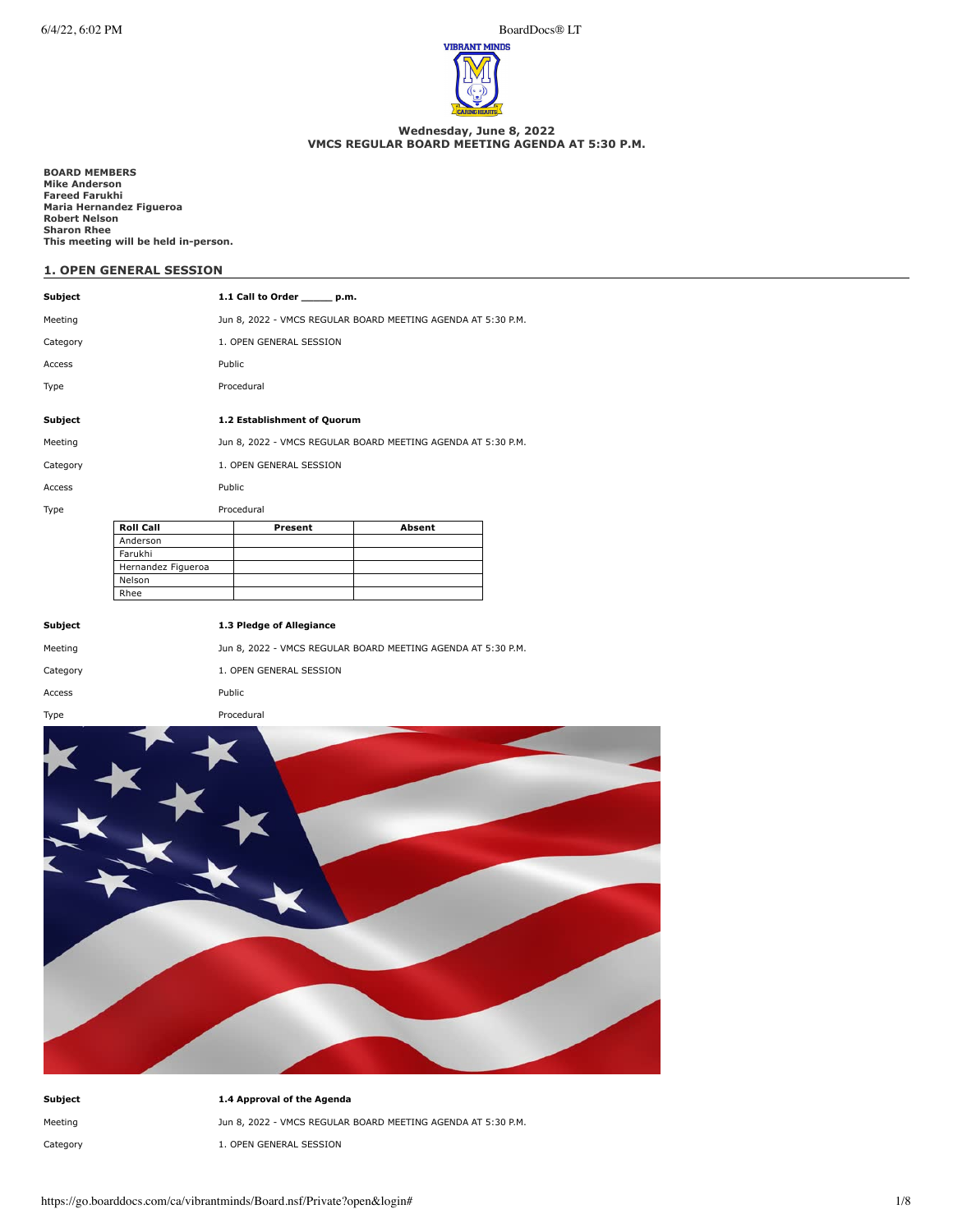### Wednesday, June 8, 2022
### VMCS REGULAR BOARD MEETING AGENDA AT 5:30 P.M.

**BOARD MEMBERS**
**Mike Anderson**
**Fareed Farukhi**
**Maria Hernandez Figueroa**
**Robert Nelson**
**Sharon Rhee**
**This meeting will be held in-person.**

## 1. OPEN GENERAL SESSION

| | |
|---|---|
| **Subject** | **1.1 Call to Order _____ p.m.** |
| Meeting | Jun 8, 2022 - VMCS REGULAR BOARD MEETING AGENDA AT 5:30 P.M. |
| Category | 1. OPEN GENERAL SESSION |
| Access | Public |
| Type | Procedural |

| | |
|---|---|
| **Subject** | **1.2 Establishment of Quorum** |
| Meeting | Jun 8, 2022 - VMCS REGULAR BOARD MEETING AGENDA AT 5:30 P.M. |
| Category | 1. OPEN GENERAL SESSION |
| Access | Public |
| Type | Procedural |

| Roll Call | Present | Absent |
|---|---|---|
| Anderson | | |
| Farukhi | | |
| Hernandez Figueroa | | |
| Nelson | | |
| Rhee | | |

| | |
|---|---|
| **Subject** | **1.3 Pledge of Allegiance** |
| Meeting | Jun 8, 2022 - VMCS REGULAR BOARD MEETING AGENDA AT 5:30 P.M. |
| Category | 1. OPEN GENERAL SESSION |
| Access | Public |
| Type | Procedural |

| | |
|---|---|
| **Subject** | **1.4 Approval of the Agenda** |
| Meeting | Jun 8, 2022 - VMCS REGULAR BOARD MEETING AGENDA AT 5:30 P.M. |
| Category | 1. OPEN GENERAL SESSION |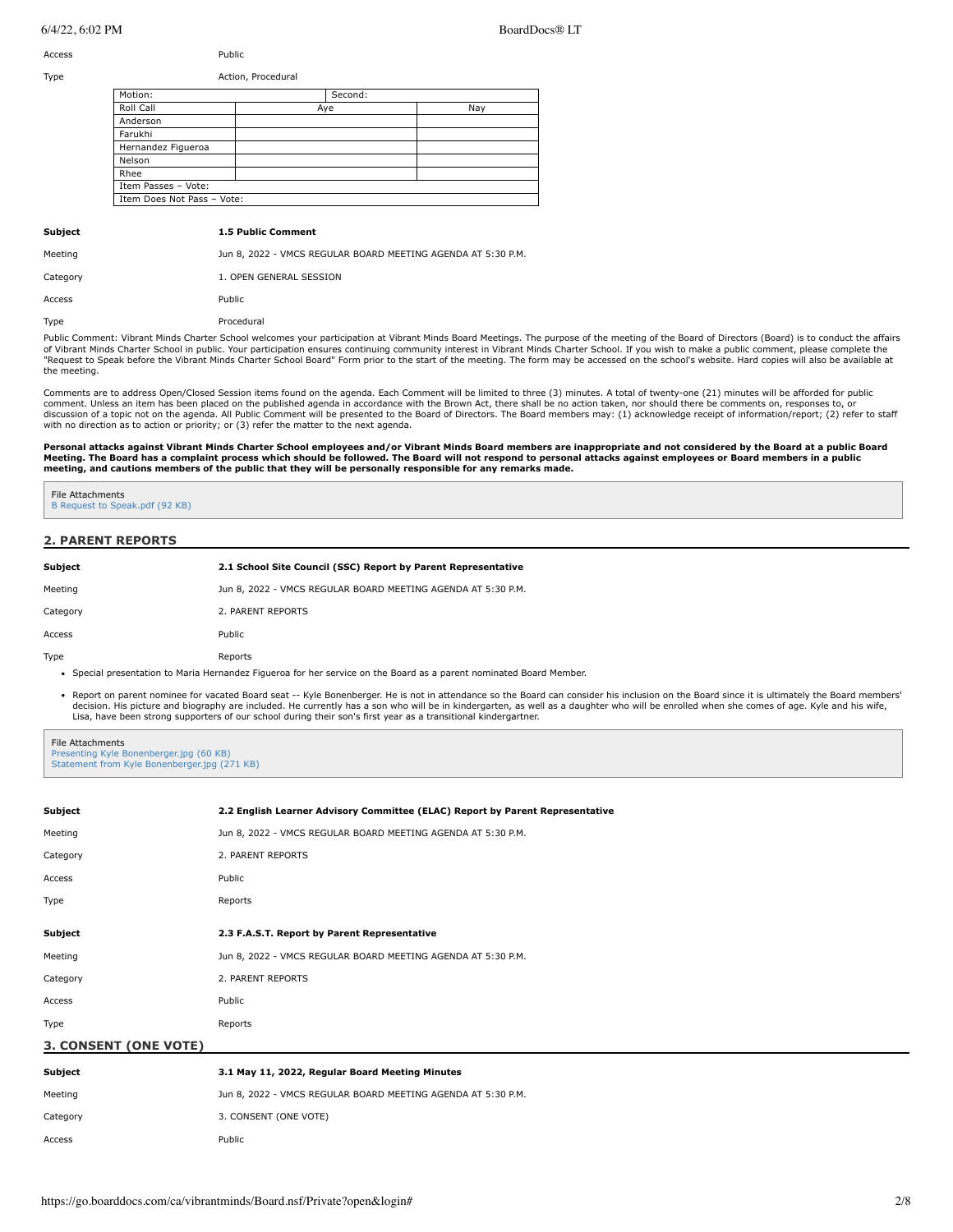Access Public

Type Action, Procedural

| Motion: | | Second: |
|---|---|---|
| Roll Call | Aye | Nay |
| Anderson | | |
| Farukhi | | |
| Hernandez Figueroa | | |
| Nelson | | |
| Rhee | | |
| Item Passes – Vote: | | |
| Item Does Not Pass – Vote: | | |

**Subject** **1.5 Public Comment**

Meeting Jun 8, 2022 - VMCS REGULAR BOARD MEETING AGENDA AT 5:30 P.M.

Category 1. OPEN GENERAL SESSION

Access Public

Type Procedural

Public Comment: Vibrant Minds Charter School welcomes your participation at Vibrant Minds Board Meetings. The purpose of the meeting of the Board of Directors (Board) is to conduct the affairs of Vibrant Minds Charter School in public. Your participation ensures continuing community interest in Vibrant Minds Charter School. If you wish to make a public comment, please complete the "Request to Speak before the Vibrant Minds Charter School Board" Form prior to the start of the meeting. The form may be accessed on the school's website. Hard copies will also be available at the meeting.

Comments are to address Open/Closed Session items found on the agenda. Each Comment will be limited to three (3) minutes. A total of twenty-one (21) minutes will be afforded for public comment. Unless an item has been placed on the published agenda in accordance with the Brown Act, there shall be no action taken, nor should there be comments on, responses to, or discussion of a topic not on the agenda. All Public Comment will be presented to the Board of Directors. The Board members may: (1) acknowledge receipt of information/report; (2) refer to staff with no direction as to action or priority; or (3) refer the matter to the next agenda.

**Personal attacks against Vibrant Minds Charter School employees and/or Vibrant Minds Board members are inappropriate and not considered by the Board at a public Board Meeting. The Board has a complaint process which should be followed. The Board will not respond to personal attacks against employees or Board members in a public meeting, and cautions members of the public that they will be personally responsible for any remarks made.**

File Attachments
B Request to Speak.pdf (92 KB)

## 2. PARENT REPORTS

**Subject** **2.1 School Site Council (SSC) Report by Parent Representative**

Meeting Jun 8, 2022 - VMCS REGULAR BOARD MEETING AGENDA AT 5:30 P.M.

Category 2. PARENT REPORTS

Access Public

Type Reports

- Special presentation to Maria Hernandez Figueroa for her service on the Board as a parent nominated Board Member.
- Report on parent nominee for vacated Board seat -- Kyle Bonenberger. He is not in attendance so the Board can consider his inclusion on the Board since it is ultimately the Board members' decision. His picture and biography are included. He currently has a son who will be in kindergarten, as well as a daughter who will be enrolled when she comes of age. Kyle and his wife, Lisa, have been strong supporters of our school during their son's first year as a transitional kindergartner.

File Attachments
Presenting Kyle Bonenberger.jpg (60 KB)
Statement from Kyle Bonenberger.jpg (271 KB)

**Subject** **2.2 English Learner Advisory Committee (ELAC) Report by Parent Representative**

Meeting Jun 8, 2022 - VMCS REGULAR BOARD MEETING AGENDA AT 5:30 P.M.

Category 2. PARENT REPORTS

Access Public

Type Reports

**Subject** **2.3 F.A.S.T. Report by Parent Representative**

Meeting Jun 8, 2022 - VMCS REGULAR BOARD MEETING AGENDA AT 5:30 P.M.

Category 2. PARENT REPORTS

Access Public

Type Reports

## 3. CONSENT (ONE VOTE)

**Subject** **3.1 May 11, 2022, Regular Board Meeting Minutes**

Meeting Jun 8, 2022 - VMCS REGULAR BOARD MEETING AGENDA AT 5:30 P.M.

Category 3. CONSENT (ONE VOTE)

Access Public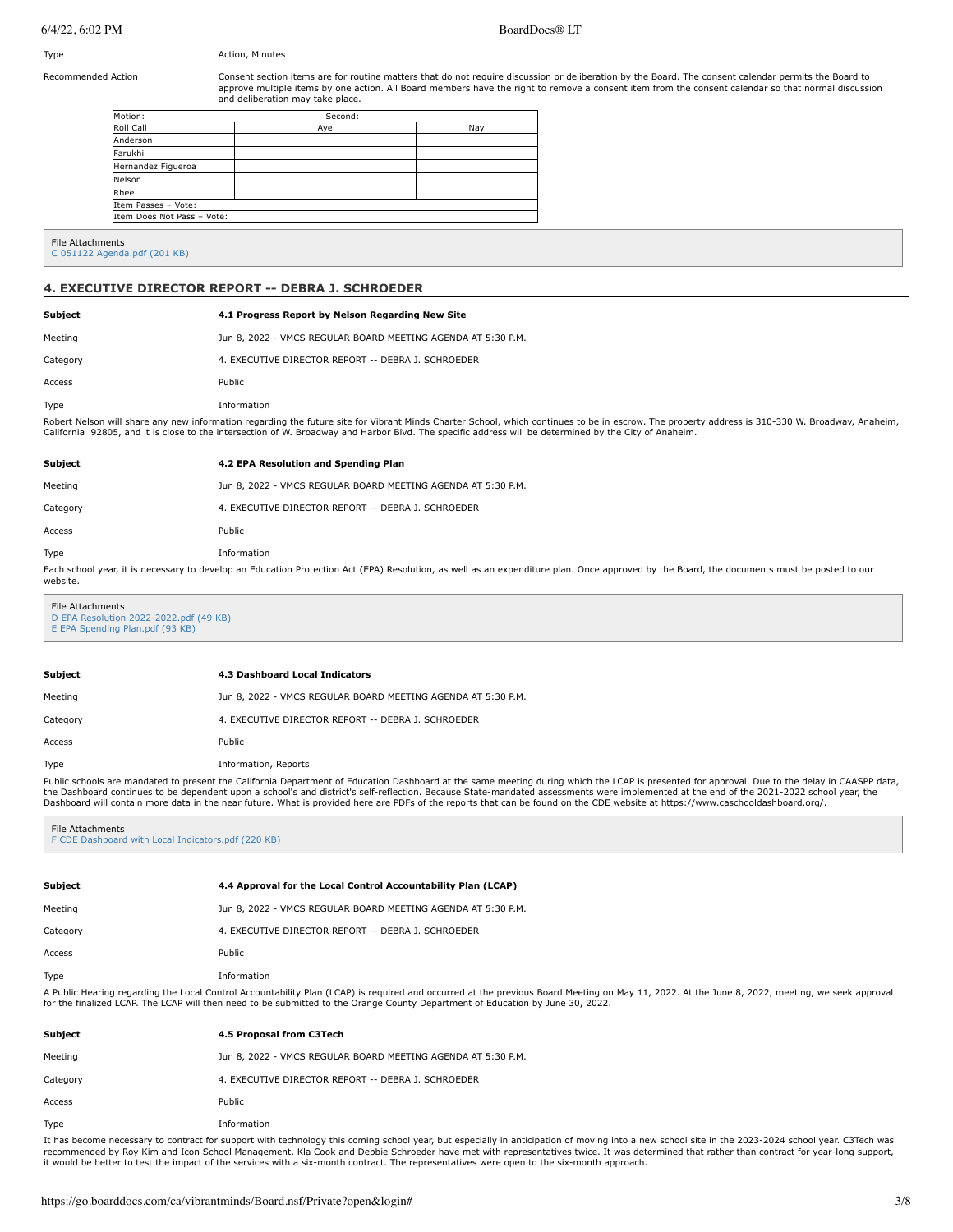Type | Action, Minutes
---|---

Recommended Action

Consent section items are for routine matters that do not require discussion or deliberation by the Board. The consent calendar permits the Board to approve multiple items by one action. All Board members have the right to remove a consent item from the consent calendar so that normal discussion and deliberation may take place.

| Motion: | Second: | |
|---|---|---|
| Roll Call | Aye | Nay |
| Anderson | | |
| Farukhi | | |
| Hernandez Figueroa | | |
| Nelson | | |
| Rhee | | |
| Item Passes – Vote: | | |
| Item Does Not Pass – Vote: | | |

File Attachments
C 051122 Agenda.pdf (201 KB)

## 4. EXECUTIVE DIRECTOR REPORT -- DEBRA J. SCHROEDER

**Subject** **4.1 Progress Report by Nelson Regarding New Site**

Meeting: Jun 8, 2022 - VMCS REGULAR BOARD MEETING AGENDA AT 5:30 P.M.

Category: 4. EXECUTIVE DIRECTOR REPORT -- DEBRA J. SCHROEDER

Access: Public

Type: Information

Robert Nelson will share any new information regarding the future site for Vibrant Minds Charter School, which continues to be in escrow. The property address is 310-330 W. Broadway, Anaheim, California 92805, and it is close to the intersection of W. Broadway and Harbor Blvd. The specific address will be determined by the City of Anaheim.

**Subject** **4.2 EPA Resolution and Spending Plan**

Meeting: Jun 8, 2022 - VMCS REGULAR BOARD MEETING AGENDA AT 5:30 P.M.

Category: 4. EXECUTIVE DIRECTOR REPORT -- DEBRA J. SCHROEDER

Access: Public

Type: Information

Each school year, it is necessary to develop an Education Protection Act (EPA) Resolution, as well as an expenditure plan. Once approved by the Board, the documents must be posted to our website.

File Attachments
D EPA Resolution 2022-2022.pdf (49 KB)
E EPA Spending Plan.pdf (93 KB)

**Subject** **4.3 Dashboard Local Indicators**

Meeting: Jun 8, 2022 - VMCS REGULAR BOARD MEETING AGENDA AT 5:30 P.M.

Category: 4. EXECUTIVE DIRECTOR REPORT -- DEBRA J. SCHROEDER

Access: Public

Type: Information, Reports

Public schools are mandated to present the California Department of Education Dashboard at the same meeting during which the LCAP is presented for approval. Due to the delay in CAASPP data, the Dashboard continues to be dependent upon a school's and district's self-reflection. Because State-mandated assessments were implemented at the end of the 2021-2022 school year, the Dashboard will contain more data in the near future. What is provided here are PDFs of the reports that can be found on the CDE website at https://www.caschooldashboard.org/.

File Attachments
F CDE Dashboard with Local Indicators.pdf (220 KB)

**Subject** **4.4 Approval for the Local Control Accountability Plan (LCAP)**

Meeting: Jun 8, 2022 - VMCS REGULAR BOARD MEETING AGENDA AT 5:30 P.M.

Category: 4. EXECUTIVE DIRECTOR REPORT -- DEBRA J. SCHROEDER

Access: Public

Type: Information

A Public Hearing regarding the Local Control Accountability Plan (LCAP) is required and occurred at the previous Board Meeting on May 11, 2022. At the June 8, 2022, meeting, we seek approval for the finalized LCAP. The LCAP will then need to be submitted to the Orange County Department of Education by June 30, 2022.

**Subject** **4.5 Proposal from C3Tech**

Meeting: Jun 8, 2022 - VMCS REGULAR BOARD MEETING AGENDA AT 5:30 P.M.

Category: 4. EXECUTIVE DIRECTOR REPORT -- DEBRA J. SCHROEDER

Access: Public

Type: Information

It has become necessary to contract for support with technology this coming school year, but especially in anticipation of moving into a new school site in the 2023-2024 school year. C3Tech was recommended by Roy Kim and Icon School Management. Kla Cook and Debbie Schroeder have met with representatives twice. It was determined that rather than contract for year-long support, it would be better to test the impact of the services with a six-month contract. The representatives were open to the six-month approach.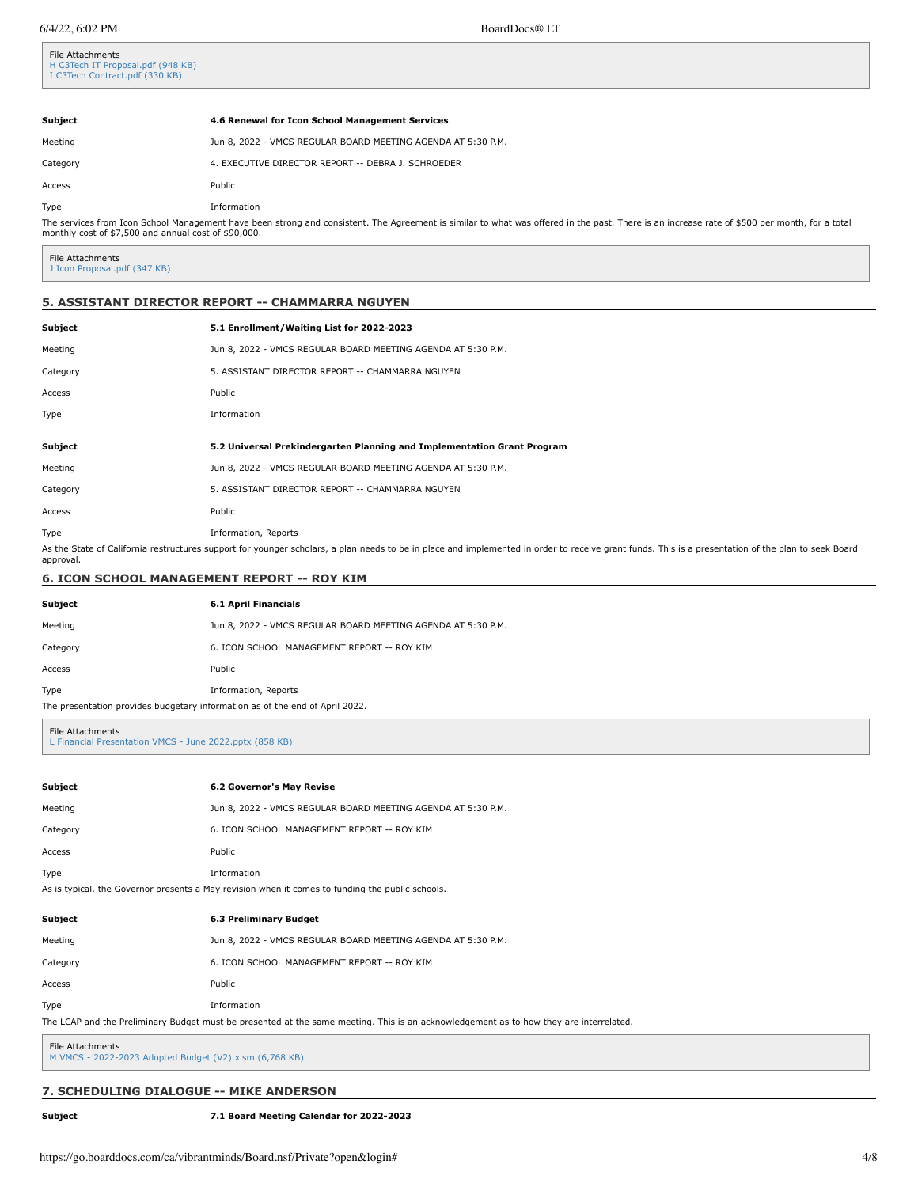File Attachments
H C3Tech IT Proposal.pdf (948 KB)
I C3Tech Contract.pdf (330 KB)

| | |
|---|---|
| **Subject** | **4.6 Renewal for Icon School Management Services** |
| Meeting | Jun 8, 2022 - VMCS REGULAR BOARD MEETING AGENDA AT 5:30 P.M. |
| Category | 4. EXECUTIVE DIRECTOR REPORT -- DEBRA J. SCHROEDER |
| Access | Public |
| Type | Information |

The services from Icon School Management have been strong and consistent. The Agreement is similar to what was offered in the past. There is an increase rate of $500 per month, for a total monthly cost of $7,500 and annual cost of $90,000.

File Attachments
J Icon Proposal.pdf (347 KB)

## 5. ASSISTANT DIRECTOR REPORT -- CHAMMARRA NGUYEN

| | |
|---|---|
| **Subject** | **5.1 Enrollment/Waiting List for 2022-2023** |
| Meeting | Jun 8, 2022 - VMCS REGULAR BOARD MEETING AGENDA AT 5:30 P.M. |
| Category | 5. ASSISTANT DIRECTOR REPORT -- CHAMMARRA NGUYEN |
| Access | Public |
| Type | Information |

| | |
|---|---|
| **Subject** | **5.2 Universal Prekindergarten Planning and Implementation Grant Program** |
| Meeting | Jun 8, 2022 - VMCS REGULAR BOARD MEETING AGENDA AT 5:30 P.M. |
| Category | 5. ASSISTANT DIRECTOR REPORT -- CHAMMARRA NGUYEN |
| Access | Public |
| Type | Information, Reports |

As the State of California restructures support for younger scholars, a plan needs to be in place and implemented in order to receive grant funds. This is a presentation of the plan to seek Board approval.

## 6. ICON SCHOOL MANAGEMENT REPORT -- ROY KIM

| | |
|---|---|
| **Subject** | **6.1 April Financials** |
| Meeting | Jun 8, 2022 - VMCS REGULAR BOARD MEETING AGENDA AT 5:30 P.M. |
| Category | 6. ICON SCHOOL MANAGEMENT REPORT -- ROY KIM |
| Access | Public |
| Type | Information, Reports |

The presentation provides budgetary information as of the end of April 2022.

File Attachments
L Financial Presentation VMCS - June 2022.pptx (858 KB)

| | |
|---|---|
| **Subject** | **6.2 Governor's May Revise** |
| Meeting | Jun 8, 2022 - VMCS REGULAR BOARD MEETING AGENDA AT 5:30 P.M. |
| Category | 6. ICON SCHOOL MANAGEMENT REPORT -- ROY KIM |
| Access | Public |
| Type | Information |

As is typical, the Governor presents a May revision when it comes to funding the public schools.

| | |
|---|---|
| **Subject** | **6.3 Preliminary Budget** |
| Meeting | Jun 8, 2022 - VMCS REGULAR BOARD MEETING AGENDA AT 5:30 P.M. |
| Category | 6. ICON SCHOOL MANAGEMENT REPORT -- ROY KIM |
| Access | Public |
| Type | Information |

The LCAP and the Preliminary Budget must be presented at the same meeting. This is an acknowledgement as to how they are interrelated.

File Attachments
M VMCS - 2022-2023 Adopted Budget (V2).xlsm (6,768 KB)

## 7. SCHEDULING DIALOGUE -- MIKE ANDERSON

| | |
|---|---|
| **Subject** | **7.1 Board Meeting Calendar for 2022-2023** |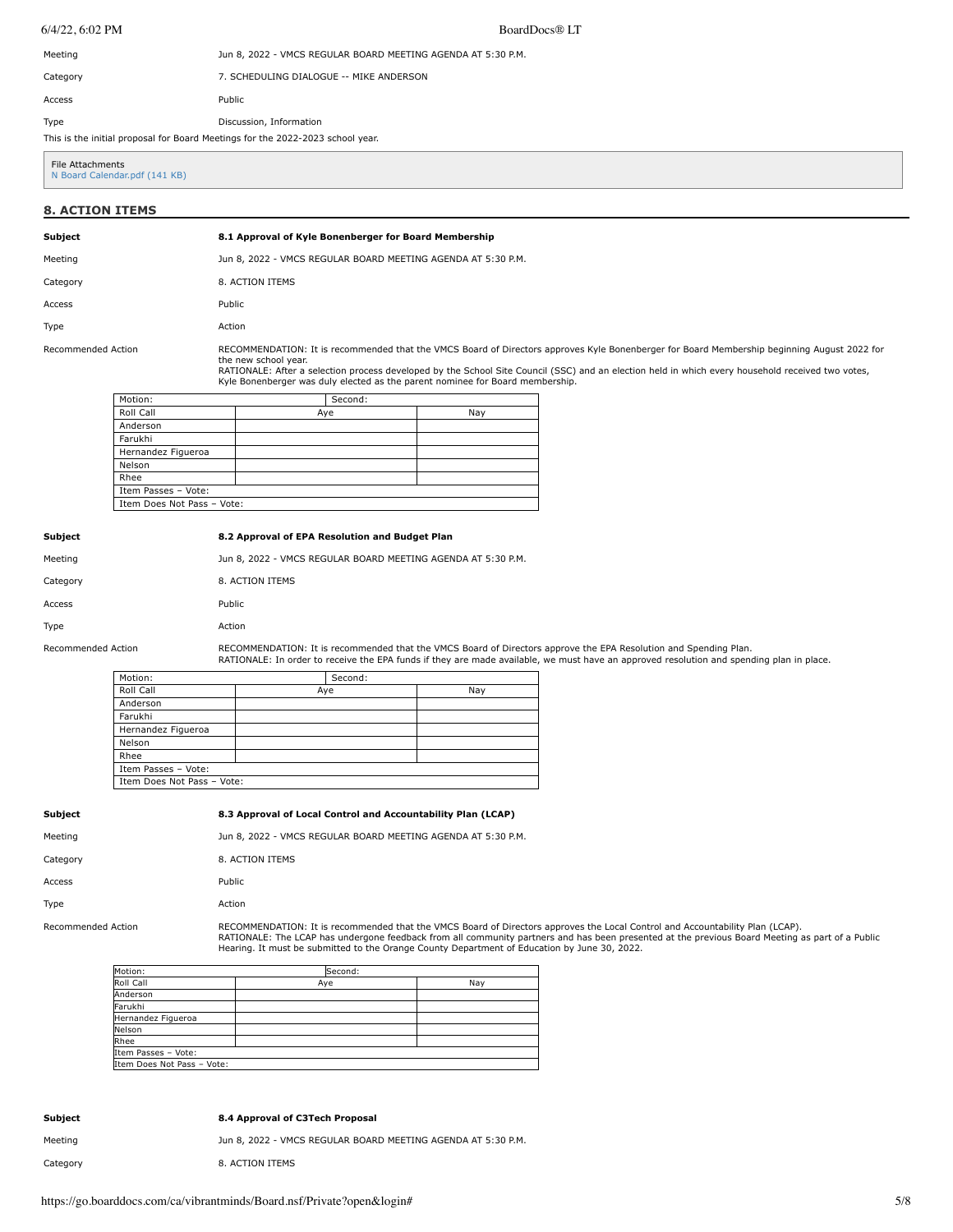| | |
|---|---|
| Meeting | Jun 8, 2022 - VMCS REGULAR BOARD MEETING AGENDA AT 5:30 P.M. |
| Category | 7. SCHEDULING DIALOGUE -- MIKE ANDERSON |
| Access | Public |
| Type | Discussion, Information |

This is the initial proposal for Board Meetings for the 2022-2023 school year.

File Attachments
N Board Calendar.pdf (141 KB)

## 8. ACTION ITEMS

| | |
|---|---|
| **Subject** | **8.1 Approval of Kyle Bonenberger for Board Membership** |
| Meeting | Jun 8, 2022 - VMCS REGULAR BOARD MEETING AGENDA AT 5:30 P.M. |
| Category | 8. ACTION ITEMS |
| Access | Public |
| Type | Action |
| Recommended Action | RECOMMENDATION: It is recommended that the VMCS Board of Directors approves Kyle Bonenberger for Board Membership beginning August 2022 for the new school year.<br>RATIONALE: After a selection process developed by the School Site Council (SSC) and an election held in which every household received two votes, Kyle Bonenberger was duly elected as the parent nominee for Board membership. |

| Motion: | Second: | |
|---|---|---|
| Roll Call | Aye | Nay |
| Anderson | | |
| Farukhi | | |
| Hernandez Figueroa | | |
| Nelson | | |
| Rhee | | |
| Item Passes – Vote: | | |
| Item Does Not Pass – Vote: | | |

| | |
|---|---|
| **Subject** | **8.2 Approval of EPA Resolution and Budget Plan** |
| Meeting | Jun 8, 2022 - VMCS REGULAR BOARD MEETING AGENDA AT 5:30 P.M. |
| Category | 8. ACTION ITEMS |
| Access | Public |
| Type | Action |
| Recommended Action | RECOMMENDATION: It is recommended that the VMCS Board of Directors approve the EPA Resolution and Spending Plan.<br>RATIONALE: In order to receive the EPA funds if they are made available, we must have an approved resolution and spending plan in place. |

| Motion: | Second: | |
|---|---|---|
| Roll Call | Aye | Nay |
| Anderson | | |
| Farukhi | | |
| Hernandez Figueroa | | |
| Nelson | | |
| Rhee | | |
| Item Passes – Vote: | | |
| Item Does Not Pass – Vote: | | |

| | |
|---|---|
| **Subject** | **8.3 Approval of Local Control and Accountability Plan (LCAP)** |
| Meeting | Jun 8, 2022 - VMCS REGULAR BOARD MEETING AGENDA AT 5:30 P.M. |
| Category | 8. ACTION ITEMS |
| Access | Public |
| Type | Action |
| Recommended Action | RECOMMENDATION: It is recommended that the VMCS Board of Directors approves the Local Control and Accountability Plan (LCAP).<br>RATIONALE: The LCAP has undergone feedback from all community partners and has been presented at the previous Board Meeting as part of a Public Hearing. It must be submitted to the Orange County Department of Education by June 30, 2022. |

| Motion: | Second: | |
|---|---|---|
| Roll Call | Aye | Nay |
| Anderson | | |
| Farukhi | | |
| Hernandez Figueroa | | |
| Nelson | | |
| Rhee | | |
| Item Passes – Vote: | | |
| Item Does Not Pass – Vote: | | |

| | |
|---|---|
| **Subject** | **8.4 Approval of C3Tech Proposal** |
| Meeting | Jun 8, 2022 - VMCS REGULAR BOARD MEETING AGENDA AT 5:30 P.M. |
| Category | 8. ACTION ITEMS |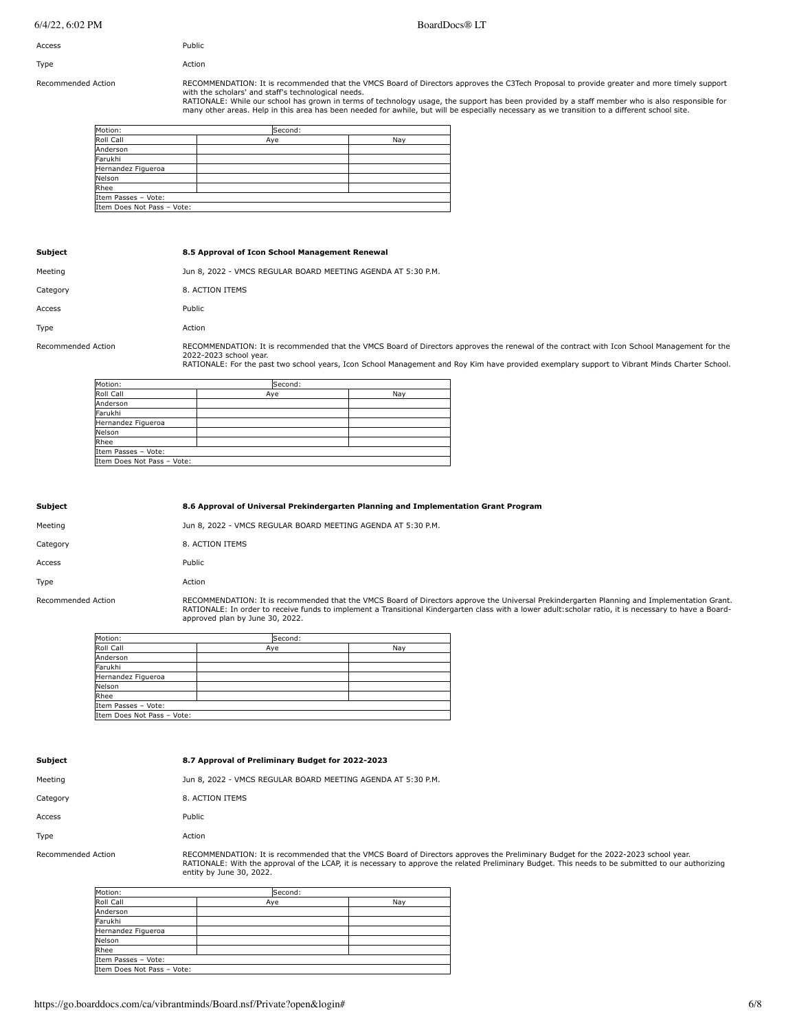Access | Public
---|---
Type | Action

Recommended Action

RECOMMENDATION: It is recommended that the VMCS Board of Directors approves the C3Tech Proposal to provide greater and more timely support with the scholars' and staff's technological needs.
RATIONALE: While our school has grown in terms of technology usage, the support has been provided by a staff member who is also responsible for many other areas. Help in this area has been needed for awhile, but will be especially necessary as we transition to a different school site.

| Motion: | Second: | |
|---|---|---|
| Roll Call | Aye | Nay |
| Anderson | | |
| Farukhi | | |
| Hernandez Figueroa | | |
| Nelson | | |
| Rhee | | |
| Item Passes – Vote: | | |
| Item Does Not Pass – Vote: | | |

**Subject** — **8.5 Approval of Icon School Management Renewal**

Meeting: Jun 8, 2022 - VMCS REGULAR BOARD MEETING AGENDA AT 5:30 P.M.

Category: 8. ACTION ITEMS

Access: Public

Type: Action

Recommended Action

RECOMMENDATION: It is recommended that the VMCS Board of Directors approves the renewal of the contract with Icon School Management for the 2022-2023 school year.
RATIONALE: For the past two school years, Icon School Management and Roy Kim have provided exemplary support to Vibrant Minds Charter School.

| Motion: | Second: | |
|---|---|---|
| Roll Call | Aye | Nay |
| Anderson | | |
| Farukhi | | |
| Hernandez Figueroa | | |
| Nelson | | |
| Rhee | | |
| Item Passes – Vote: | | |
| Item Does Not Pass – Vote: | | |

**Subject** — **8.6 Approval of Universal Prekindergarten Planning and Implementation Grant Program**

Meeting: Jun 8, 2022 - VMCS REGULAR BOARD MEETING AGENDA AT 5:30 P.M.

Category: 8. ACTION ITEMS

Access: Public

Type: Action

Recommended Action

RECOMMENDATION: It is recommended that the VMCS Board of Directors approve the Universal Prekindergarten Planning and Implementation Grant.
RATIONALE: In order to receive funds to implement a Transitional Kindergarten class with a lower adult:scholar ratio, it is necessary to have a Board-approved plan by June 30, 2022.

| Motion: | Second: | |
|---|---|---|
| Roll Call | Aye | Nay |
| Anderson | | |
| Farukhi | | |
| Hernandez Figueroa | | |
| Nelson | | |
| Rhee | | |
| Item Passes – Vote: | | |
| Item Does Not Pass – Vote: | | |

**Subject** — **8.7 Approval of Preliminary Budget for 2022-2023**

Meeting: Jun 8, 2022 - VMCS REGULAR BOARD MEETING AGENDA AT 5:30 P.M.

Category: 8. ACTION ITEMS

Access: Public

Type: Action

Recommended Action

RECOMMENDATION: It is recommended that the VMCS Board of Directors approves the Preliminary Budget for the 2022-2023 school year.
RATIONALE: With the approval of the LCAP, it is necessary to approve the related Preliminary Budget. This needs to be submitted to our authorizing entity by June 30, 2022.

| Motion: | Second: | |
|---|---|---|
| Roll Call | Aye | Nay |
| Anderson | | |
| Farukhi | | |
| Hernandez Figueroa | | |
| Nelson | | |
| Rhee | | |
| Item Passes – Vote: | | |
| Item Does Not Pass – Vote: | | |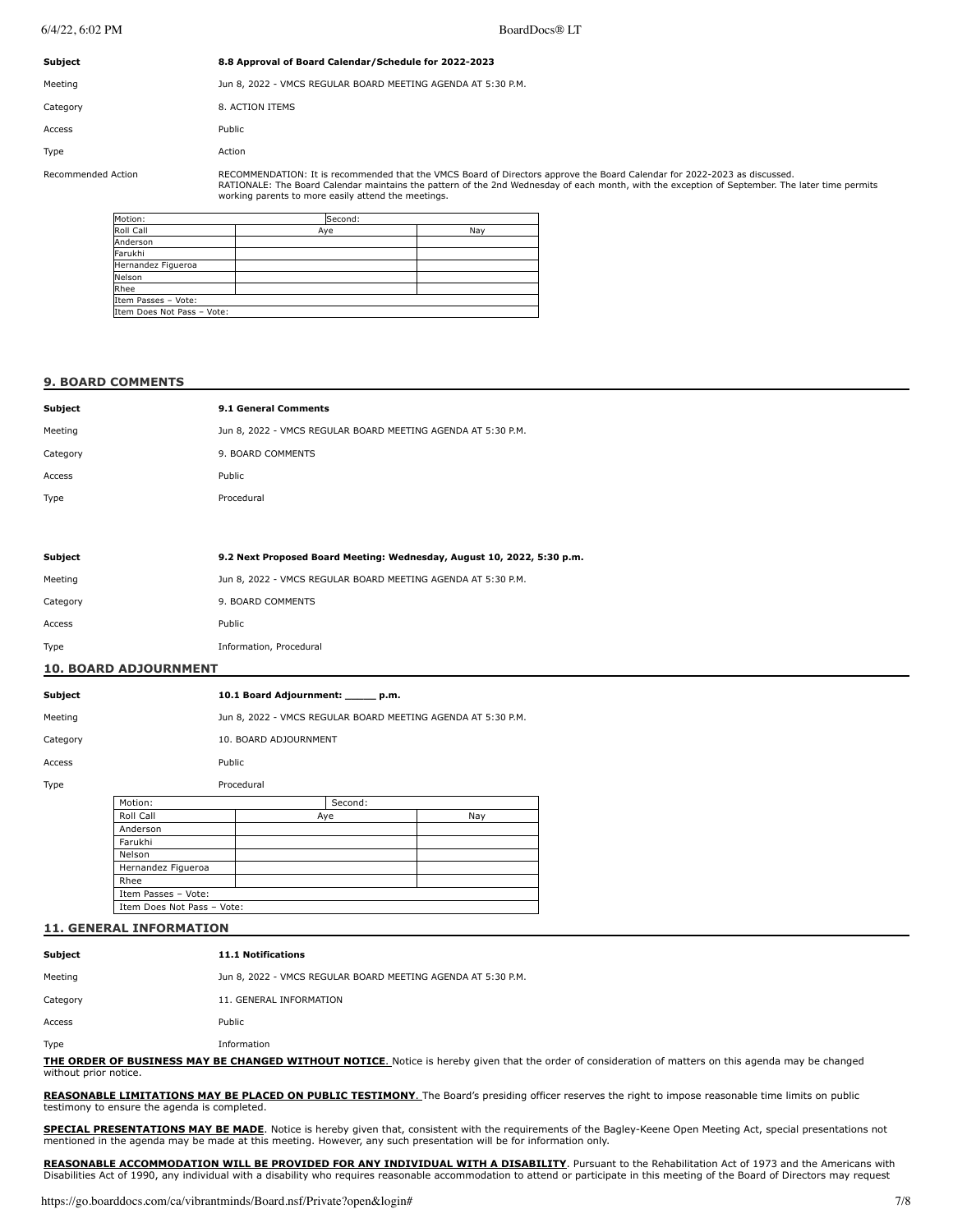| | |
|---|---|
| **Subject** | **8.8 Approval of Board Calendar/Schedule for 2022-2023** |
| Meeting | Jun 8, 2022 - VMCS REGULAR BOARD MEETING AGENDA AT 5:30 P.M. |
| Category | 8. ACTION ITEMS |
| Access | Public |
| Type | Action |
| Recommended Action | RECOMMENDATION: It is recommended that the VMCS Board of Directors approve the Board Calendar for 2022-2023 as discussed. RATIONALE: The Board Calendar maintains the pattern of the 2nd Wednesday of each month, with the exception of September. The later time permits working parents to more easily attend the meetings. |

| Motion: | Second: | |
|---|---|---|
| Roll Call | Aye | Nay |
| Anderson | | |
| Farukhi | | |
| Hernandez Figueroa | | |
| Nelson | | |
| Rhee | | |
| Item Passes – Vote: | | |
| Item Does Not Pass – Vote: | | |

## 9. BOARD COMMENTS

| | |
|---|---|
| **Subject** | **9.1 General Comments** |
| Meeting | Jun 8, 2022 - VMCS REGULAR BOARD MEETING AGENDA AT 5:30 P.M. |
| Category | 9. BOARD COMMENTS |
| Access | Public |
| Type | Procedural |

| | |
|---|---|
| **Subject** | **9.2 Next Proposed Board Meeting: Wednesday, August 10, 2022, 5:30 p.m.** |
| Meeting | Jun 8, 2022 - VMCS REGULAR BOARD MEETING AGENDA AT 5:30 P.M. |
| Category | 9. BOARD COMMENTS |
| Access | Public |
| Type | Information, Procedural |

## 10. BOARD ADJOURNMENT

| | |
|---|---|
| **Subject** | **10.1 Board Adjournment: _____ p.m.** |
| Meeting | Jun 8, 2022 - VMCS REGULAR BOARD MEETING AGENDA AT 5:30 P.M. |
| Category | 10. BOARD ADJOURNMENT |
| Access | Public |
| Type | Procedural |

| Motion: | Second: | |
|---|---|---|
| Roll Call | Aye | Nay |
| Anderson | | |
| Farukhi | | |
| Nelson | | |
| Hernandez Figueroa | | |
| Rhee | | |
| Item Passes – Vote: | | |
| Item Does Not Pass – Vote: | | |

## 11. GENERAL INFORMATION

| | |
|---|---|
| **Subject** | **11.1 Notifications** |
| Meeting | Jun 8, 2022 - VMCS REGULAR BOARD MEETING AGENDA AT 5:30 P.M. |
| Category | 11. GENERAL INFORMATION |
| Access | Public |
| Type | Information |

**THE ORDER OF BUSINESS MAY BE CHANGED WITHOUT NOTICE**. Notice is hereby given that the order of consideration of matters on this agenda may be changed without prior notice.

**REASONABLE LIMITATIONS MAY BE PLACED ON PUBLIC TESTIMONY**. The Board's presiding officer reserves the right to impose reasonable time limits on public testimony to ensure the agenda is completed.

**SPECIAL PRESENTATIONS MAY BE MADE**. Notice is hereby given that, consistent with the requirements of the Bagley-Keene Open Meeting Act, special presentations not mentioned in the agenda may be made at this meeting. However, any such presentation will be for information only.

**REASONABLE ACCOMMODATION WILL BE PROVIDED FOR ANY INDIVIDUAL WITH A DISABILITY**. Pursuant to the Rehabilitation Act of 1973 and the Americans with Disabilities Act of 1990, any individual with a disability who requires reasonable accommodation to attend or participate in this meeting of the Board of Directors may request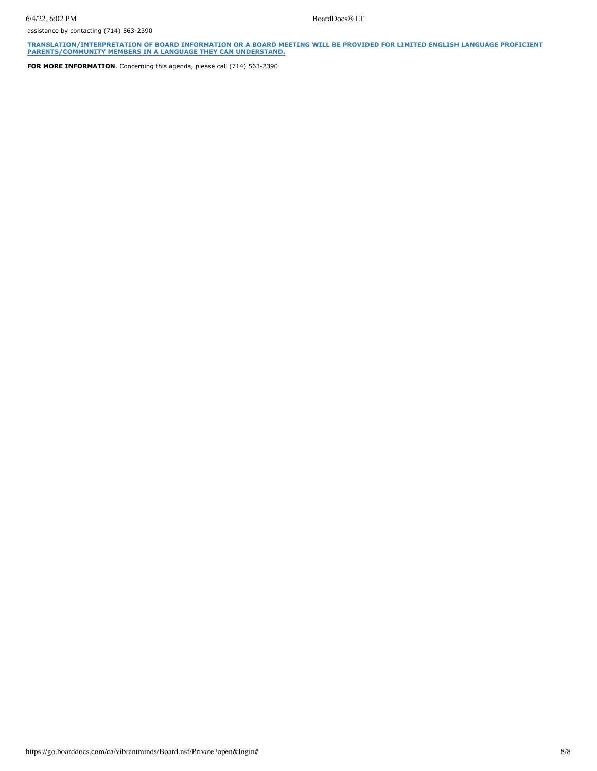assistance by contacting (714) 563-2390

**TRANSLATION/INTERPRETATION OF BOARD INFORMATION OR A BOARD MEETING WILL BE PROVIDED FOR LIMITED ENGLISH LANGUAGE PROFICIENT PARENTS/COMMUNITY MEMBERS IN A LANGUAGE THEY CAN UNDERSTAND.**

**FOR MORE INFORMATION**. Concerning this agenda, please call (714) 563-2390